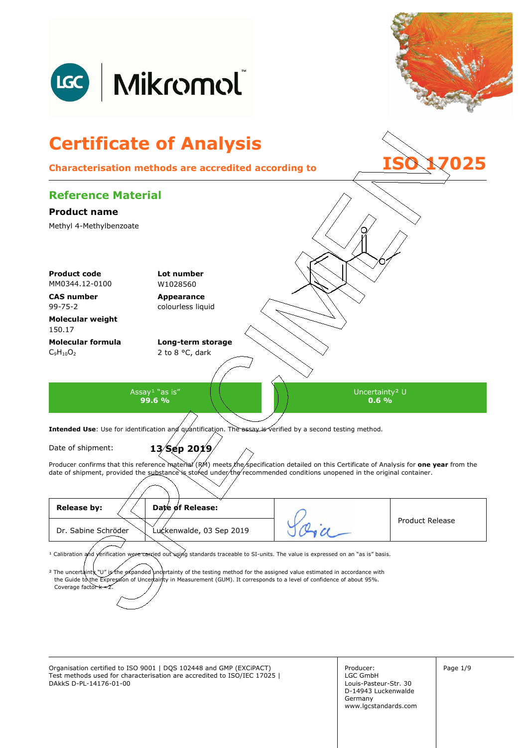# Certificate of Analysis

**Characterisation methods are accredited according to ISO 17025**

## Reference Material

### Product name

Methyl 4-Methylbenzoate

**Product code**
MM0344.12-0100

**Lot number**
W1028560

**CAS number**
99-75-2

**Appearance**
colourless liquid

**Molecular weight**
150.17

**Molecular formula**
$C_9H_{10}O_2$

**Long-term storage**
2 to 8 °C, dark

| Assay[1] "as is" | Uncertainty[2] U |
|---|---|
| **99.6 %** | **0.6 %** |

**Intended Use**: Use for identification and quantification. The assay is verified by a second testing method.

Date of shipment: **13 Sep 2019**

Producer confirms that this reference material (RM) meets the specification detailed on this Certificate of Analysis for **one year** from the date of shipment, provided the substance is stored under the recommended conditions unopened in the original container.

| Release by: | Date of Release: | | Product Release |
|---|---|---|---|
| Dr. Sabine Schröder | Luckenwalde, 03 Sep 2019 | | |

[1] Calibration and verification were carried out using standards traceable to SI-units. The value is expressed on an "as is" basis.

[2] The uncertainty "U" is the expanded uncertainty of the testing method for the assigned value estimated in accordance with the Guide to the Expression of Uncertainty in Measurement (GUM). It corresponds to a level of confidence of about 95%. Coverage factor k = 2.

Organisation certified to ISO 9001 | DQS 102448 and GMP (EXCiPACT)
Test methods used for characterisation are accredited to ISO/IEC 17025 | DAkkS D-PL-14176-01-00

Producer:
LGC GmbH
Louis-Pasteur-Str. 30
D-14943 Luckenwalde
Germany
www.lgcstandards.com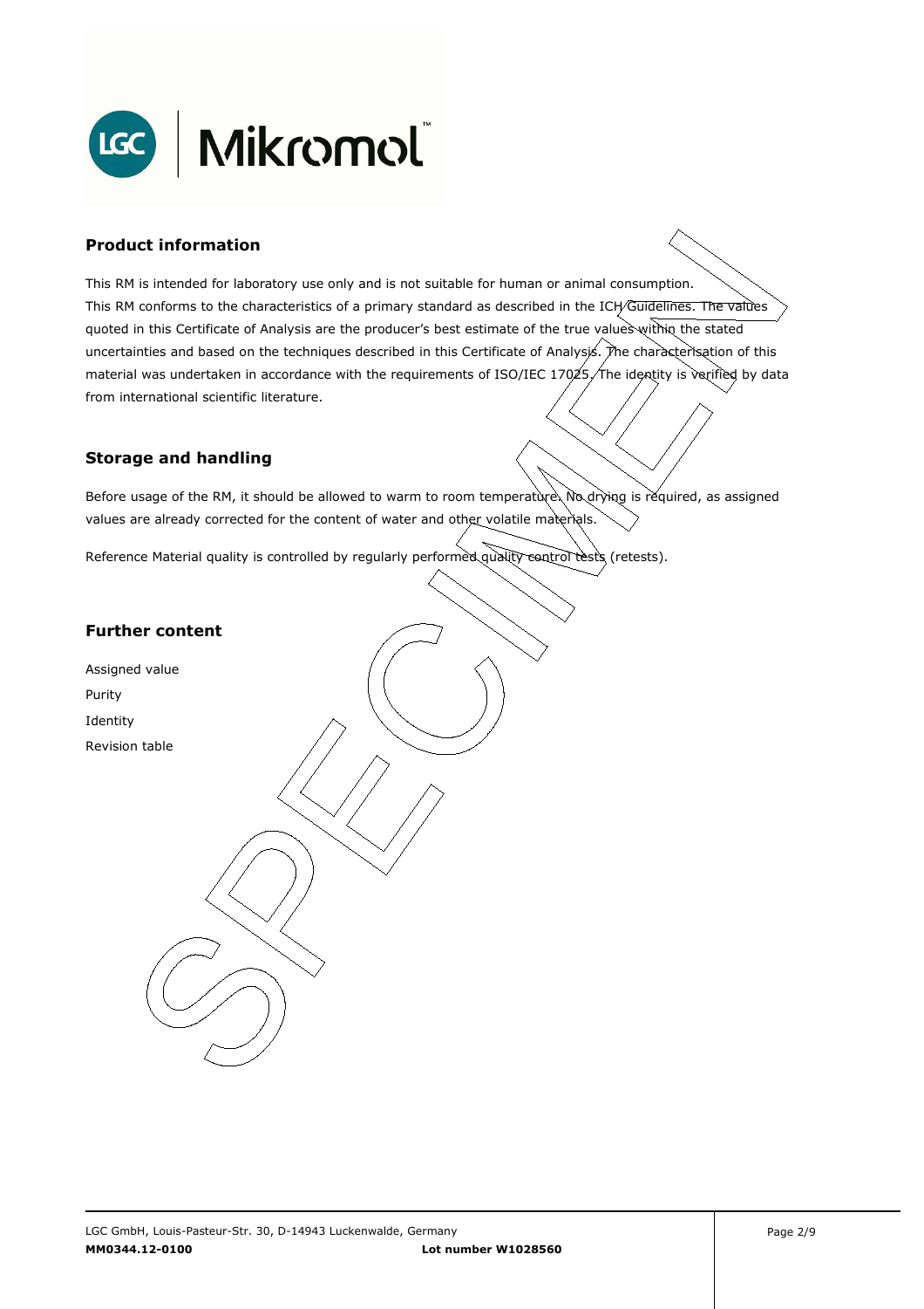## Product information

This RM is intended for laboratory use only and is not suitable for human or animal consumption.
This RM conforms to the characteristics of a primary standard as described in the ICH Guidelines. The values quoted in this Certificate of Analysis are the producer's best estimate of the true values within the stated uncertainties and based on the techniques described in this Certificate of Analysis. The characterisation of this material was undertaken in accordance with the requirements of ISO/IEC 17025. The identity is verified by data from international scientific literature.

## Storage and handling

Before usage of the RM, it should be allowed to warm to room temperature. No drying is required, as assigned values are already corrected for the content of water and other volatile materials.

Reference Material quality is controlled by regularly performed quality control tests (retests).

## Further content

Assigned value
Purity
Identity
Revision table

LGC GmbH, Louis-Pasteur-Str. 30, D-14943 Luckenwalde, Germany
**MM0344.12-0100** **Lot number W1028560**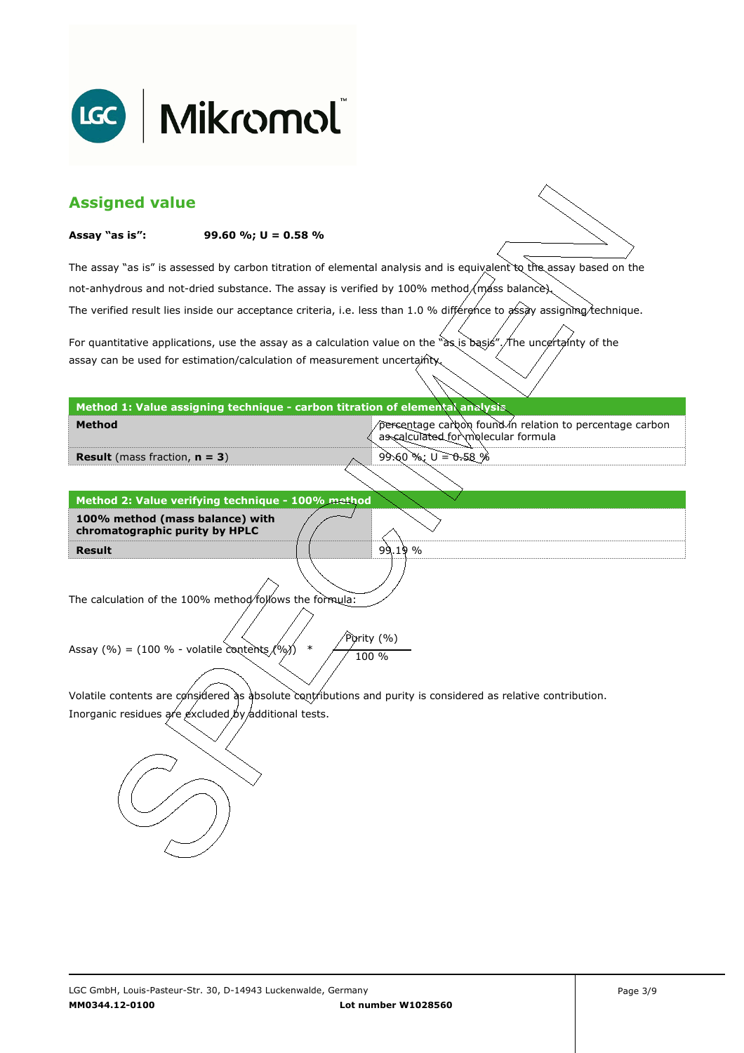## Assigned value

**Assay "as is":** **99.60 %; U = 0.58 %**

The assay "as is" is assessed by carbon titration of elemental analysis and is equivalent to the assay based on the not-anhydrous and not-dried substance. The assay is verified by 100% method (mass balance).
The verified result lies inside our acceptance criteria, i.e. less than 1.0 % difference to assay assigning technique.

For quantitative applications, use the assay as a calculation value on the "as is basis". The uncertainty of the assay can be used for estimation/calculation of measurement uncertainty.

| **Method 1: Value assigning technique - carbon titration of elemental analysis** | |
|---|---|
| **Method** | percentage carbon found in relation to percentage carbon as calculated for molecular formula |
| **Result** (mass fraction, **n = 3**) | 99.60 %; U = 0.58 % |

| **Method 2: Value verifying technique - 100% method** | |
|---|---|
| **100% method (mass balance) with chromatographic purity by HPLC** | |
| **Result** | 99.19 % |

The calculation of the 100% method follows the formula:

$$\text{Assay (\%)} = (100\ \% - \text{volatile contents (\%)}) \quad * \quad \frac{\text{Purity (\%)}}{100\ \%}$$

Volatile contents are considered as absolute contributions and purity is considered as relative contribution.
Inorganic residues are excluded by additional tests.

LGC GmbH, Louis-Pasteur-Str. 30, D-14943 Luckenwalde, Germany
**MM0344.12-0100** **Lot number W1028560**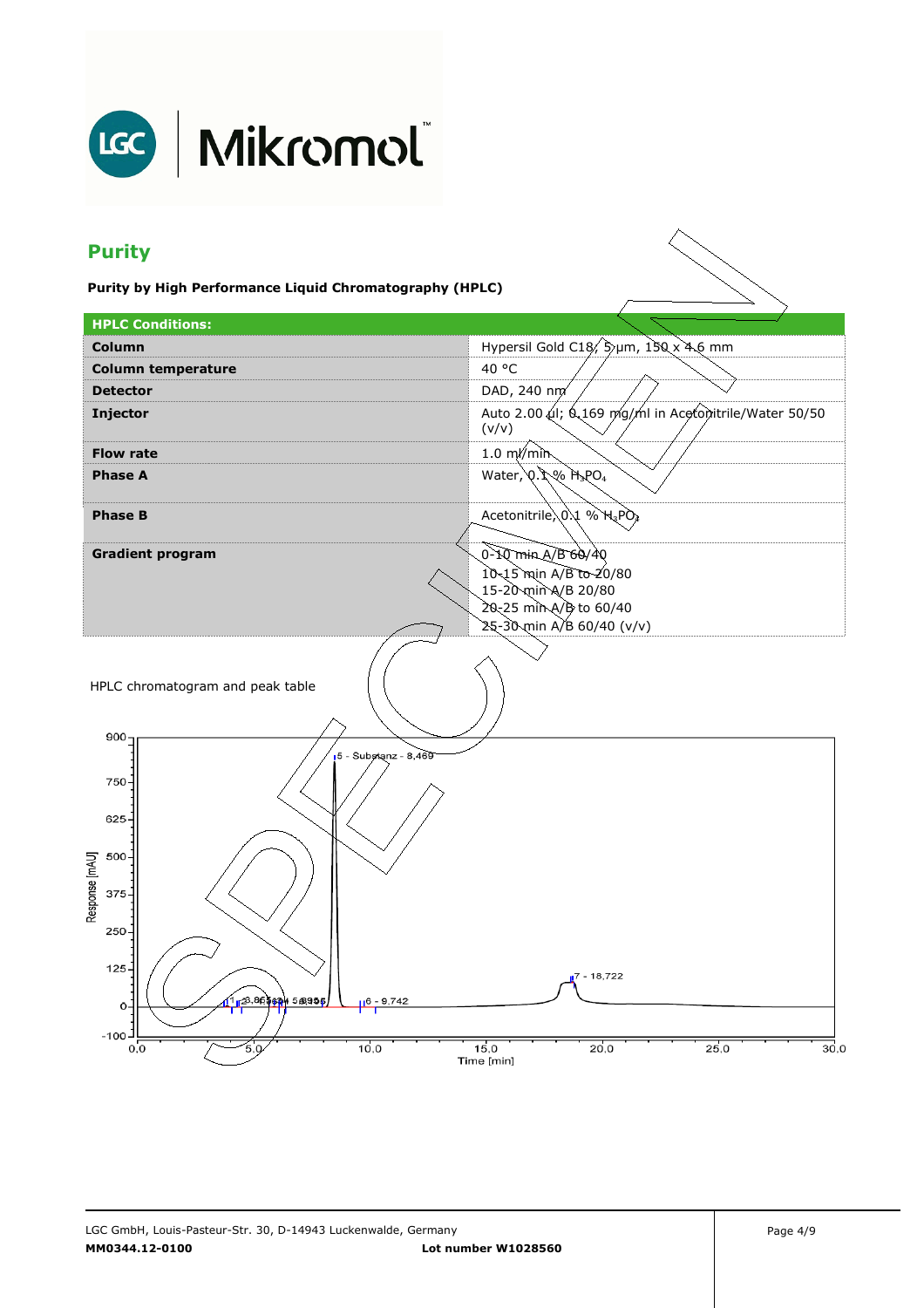# Purity

**Purity by High Performance Liquid Chromatography (HPLC)**

| **HPLC Conditions:** | |
|---|---|
| **Column** | Hypersil Gold C18, 5 µm, 150 x 4.6 mm |
| **Column temperature** | 40 °C |
| **Detector** | DAD, 240 nm |
| **Injector** | Auto 2.00 µl; 0.169 mg/ml in Acetonitrile/Water 50/50 (v/v) |
| **Flow rate** | 1.0 ml/min |
| **Phase A** | Water, 0.1 % $H_3PO_4$ |
| **Phase B** | Acetonitrile, 0.1 % $H_3PO_4$ |
| **Gradient program** | 0-10 min A/B 60/40<br>10-15 min A/B to 20/80<br>15-20 min A/B 20/80<br>20-25 min A/B to 60/40<br>25-30 min A/B 60/40 (v/v) |

HPLC chromatogram and peak table

LGC GmbH, Louis-Pasteur-Str. 30, D-14943 Luckenwalde, Germany
**MM0344.12-0100** **Lot number W1028560**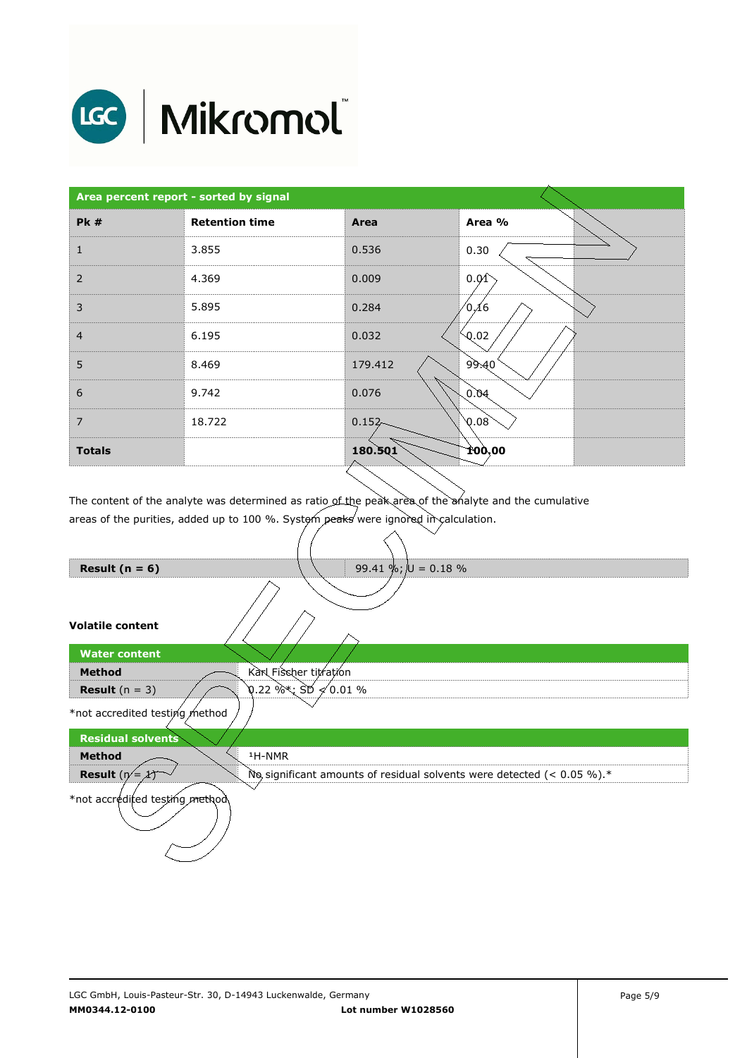| Area percent report - sorted by signal | | | | |
|---|---|---|---|---|
| **Pk #** | **Retention time** | **Area** | **Area %** | |
| 1 | 3.855 | 0.536 | 0.30 | |
| 2 | 4.369 | 0.009 | 0.01 | |
| 3 | 5.895 | 0.284 | 0.16 | |
| 4 | 6.195 | 0.032 | 0.02 | |
| 5 | 8.469 | 179.412 | 99.40 | |
| 6 | 9.742 | 0.076 | 0.04 | |
| 7 | 18.722 | 0.152 | 0.08 | |
| **Totals** | | **180.501** | **100.00** | |

The content of the analyte was determined as ratio of the peak area of the analyte and the cumulative areas of the purities, added up to 100 %. System peaks were ignored in calculation.

| **Result (n = 6)** | 99.41 %; U = 0.18 % |
|---|---|

**Volatile content**

| Water content | |
|---|---|
| **Method** | Karl Fischer titration |
| **Result** (n = 3) | 0.22 %*; SD < 0.01 % |

*not accredited testing method

| Residual solvents | |
|---|---|
| **Method** | $^{1}$H-NMR |
| **Result** (n = 1) | No significant amounts of residual solvents were detected (< 0.05 %).* |

*not accredited testing method

LGC GmbH, Louis-Pasteur-Str. 30, D-14943 Luckenwalde, Germany
**MM0344.12-0100** **Lot number W1028560**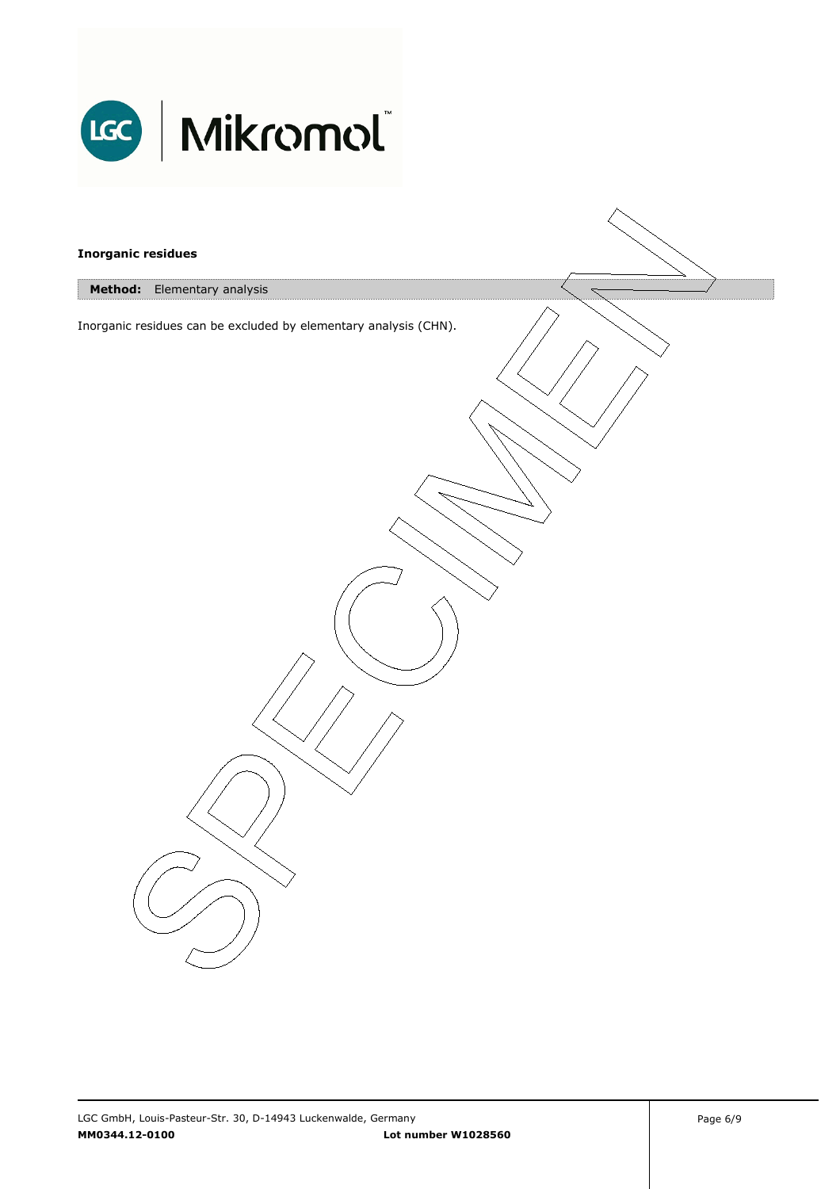**Inorganic residues**

**Method:** Elementary analysis

Inorganic residues can be excluded by elementary analysis (CHN).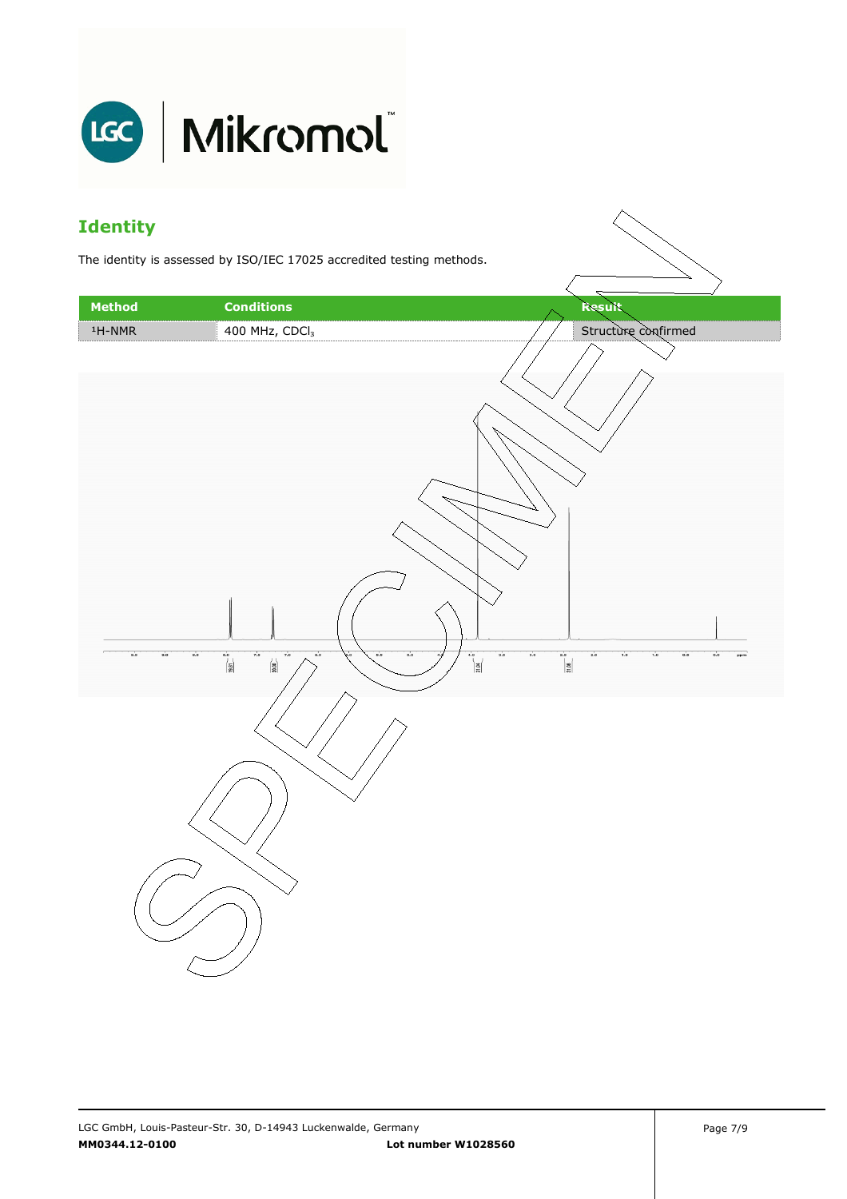## Identity

The identity is assessed by ISO/IEC 17025 accredited testing methods.

| Method | Conditions | Result |
| --- | --- | --- |
| $^1$H-NMR | 400 MHz, $CDCl_3$ | Structure confirmed |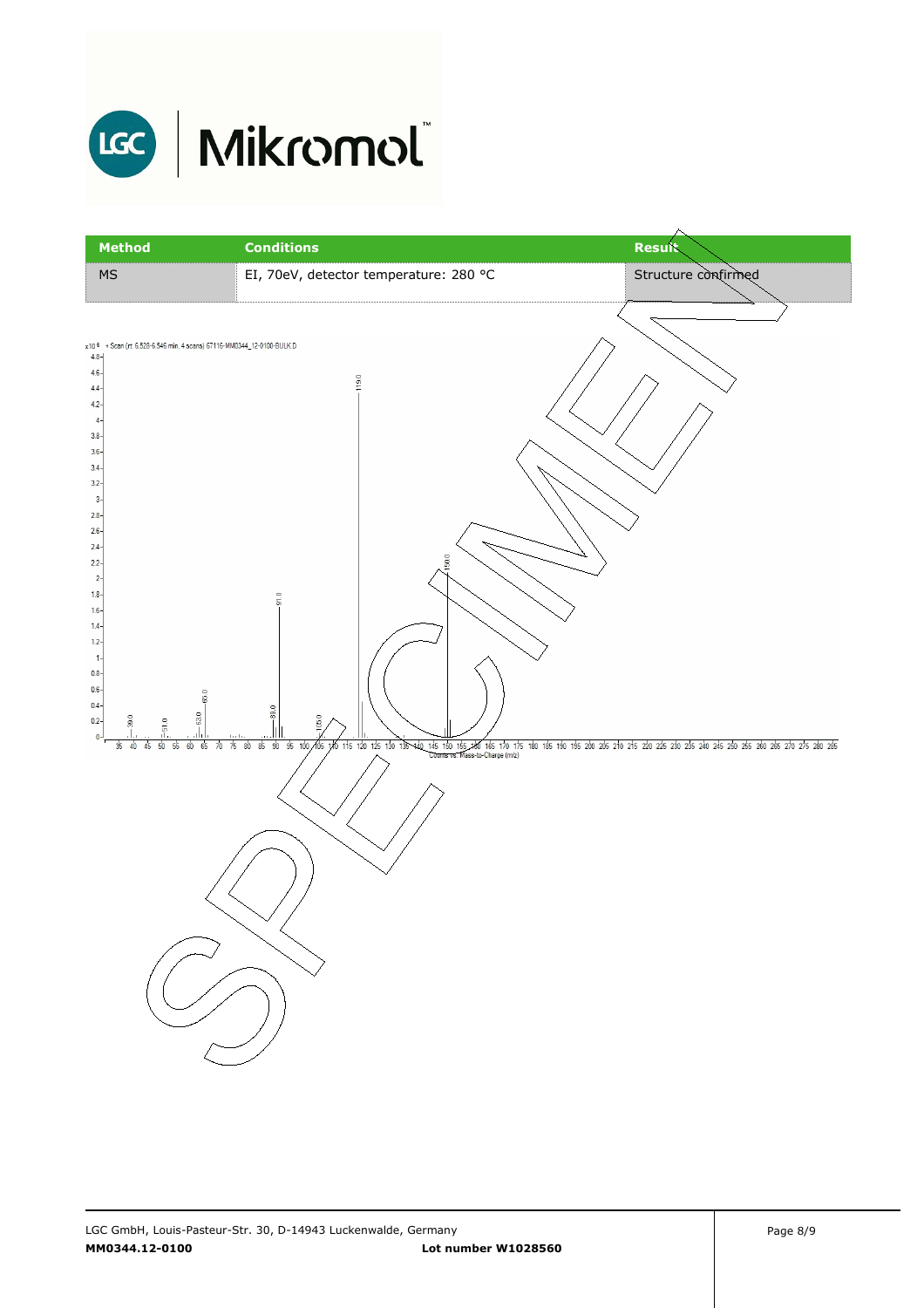| Method | Conditions | Result |
| --- | --- | --- |
| MS | EI, 70eV, detector temperature: 280 °C | Structure confirmed |

x10 6 + Scan (rt: 6.528-6.546 min, 4 scans) 67116-MM0344_12-0100-BULK.D

Counts vs. Mass-to-Charge (m/z)

LGC GmbH, Louis-Pasteur-Str. 30, D-14943 Luckenwalde, Germany

**MM0344.12-0100** **Lot number W1028560**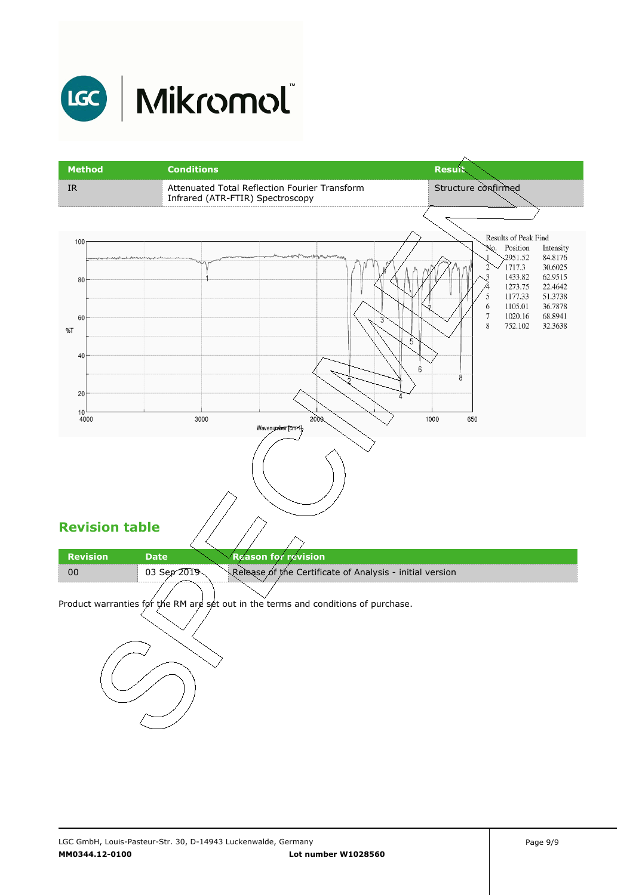| Method | Conditions | Result |
| --- | --- | --- |
| IR | Attenuated Total Reflection Fourier Transform Infrared (ATR-FTIR) Spectroscopy | Structure confirmed |

100
80
60
%T
40
20
10
4000
3000
2000
1000
650
Wavenumber [cm-1]
1
2
3
4
5
6
7
8

Results of Peak Find

| No. | Position | Intensity |
| --- | --- | --- |
| 1 | 2951.52 | 84.8176 |
| 2 | 1717.3 | 30.6025 |
| 3 | 1433.82 | 62.9515 |
| 4 | 1273.75 | 22.4642 |
| 5 | 1177.33 | 51.3738 |
| 6 | 1105.01 | 36.7878 |
| 7 | 1020.16 | 68.8941 |
| 8 | 752.102 | 32.3638 |

## Revision table

| Revision | Date | Reason for revision |
| --- | --- | --- |
| 00 | 03 Sep 2019 | Release of the Certificate of Analysis - initial version |

Product warranties for the RM are set out in the terms and conditions of purchase.

LGC GmbH, Louis-Pasteur-Str. 30, D-14943 Luckenwalde, Germany
**MM0344.12-0100** **Lot number W1028560**